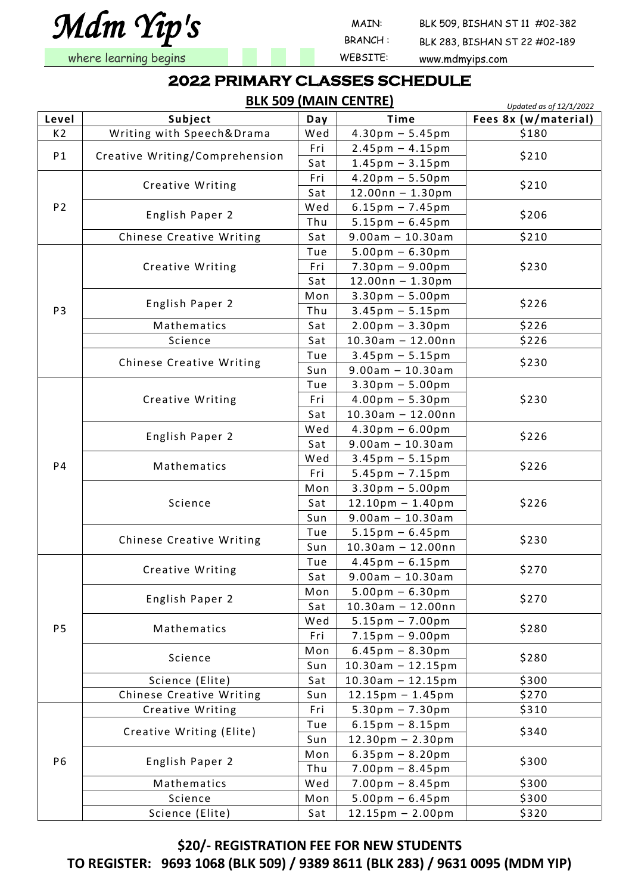# Mdm Yip's

where learning begins

MAIN: BLK 509, BISHAN ST 11 #02-382
BRANCH : BLK 283, BISHAN ST 22 #02-189
WEBSITE: www.mdmyips.com

## 2022 PRIMARY CLASSES SCHEDULE

### BLK 509 (MAIN CENTRE)

*Updated as of 12/1/2022*

| Level | Subject | Day | Time | Fees 8x (w/material) |
|---|---|---|---|---|
| K2 | Writing with Speech&Drama | Wed | 4.30pm – 5.45pm | $180 |
| P1 | Creative Writing/Comprehension | Fri | 2.45pm – 4.15pm | $210 |
| | | Sat | 1.45pm – 3.15pm | |
| P2 | Creative Writing | Fri | 4.20pm – 5.50pm | $210 |
| | | Sat | 12.00nn – 1.30pm | |
| | English Paper 2 | Wed | 6.15pm – 7.45pm | $206 |
| | | Thu | 5.15pm – 6.45pm | |
| | Chinese Creative Writing | Sat | 9.00am – 10.30am | $210 |
| P3 | Creative Writing | Tue | 5.00pm – 6.30pm | $230 |
| | | Fri | 7.30pm – 9.00pm | |
| | | Sat | 12.00nn – 1.30pm | |
| | English Paper 2 | Mon | 3.30pm – 5.00pm | $226 |
| | | Thu | 3.45pm – 5.15pm | |
| | Mathematics | Sat | 2.00pm – 3.30pm | $226 |
| | Science | Sat | 10.30am – 12.00nn | $226 |
| | Chinese Creative Writing | Tue | 3.45pm – 5.15pm | $230 |
| | | Sun | 9.00am – 10.30am | |
| P4 | Creative Writing | Tue | 3.30pm – 5.00pm | $230 |
| | | Fri | 4.00pm – 5.30pm | |
| | | Sat | 10.30am – 12.00nn | |
| | English Paper 2 | Wed | 4.30pm – 6.00pm | $226 |
| | | Sat | 9.00am – 10.30am | |
| | Mathematics | Wed | 3.45pm – 5.15pm | $226 |
| | | Fri | 5.45pm – 7.15pm | |
| | Science | Mon | 3.30pm – 5.00pm | $226 |
| | | Sat | 12.10pm – 1.40pm | |
| | | Sun | 9.00am – 10.30am | |
| | Chinese Creative Writing | Tue | 5.15pm – 6.45pm | $230 |
| | | Sun | 10.30am – 12.00nn | |
| P5 | Creative Writing | Tue | 4.45pm – 6.15pm | $270 |
| | | Sat | 9.00am – 10.30am | |
| | English Paper 2 | Mon | 5.00pm – 6.30pm | $270 |
| | | Sat | 10.30am – 12.00nn | |
| | Mathematics | Wed | 5.15pm – 7.00pm | $280 |
| | | Fri | 7.15pm – 9.00pm | |
| | Science | Mon | 6.45pm – 8.30pm | $280 |
| | | Sun | 10.30am – 12.15pm | |
| | Science (Elite) | Sat | 10.30am – 12.15pm | $300 |
| | Chinese Creative Writing | Sun | 12.15pm – 1.45pm | $270 |
| P6 | Creative Writing | Fri | 5.30pm – 7.30pm | $310 |
| | Creative Writing (Elite) | Tue | 6.15pm – 8.15pm | $340 |
| | | Sun | 12.30pm – 2.30pm | |
| | English Paper 2 | Mon | 6.35pm – 8.20pm | $300 |
| | | Thu | 7.00pm – 8.45pm | |
| | Mathematics | Wed | 7.00pm – 8.45pm | $300 |
| | Science | Mon | 5.00pm – 6.45pm | $300 |
| | Science (Elite) | Sat | 12.15pm – 2.00pm | $320 |

**$20/- REGISTRATION FEE FOR NEW STUDENTS**

**TO REGISTER: 9693 1068 (BLK 509) / 9389 8611 (BLK 283) / 9631 0095 (MDM YIP)**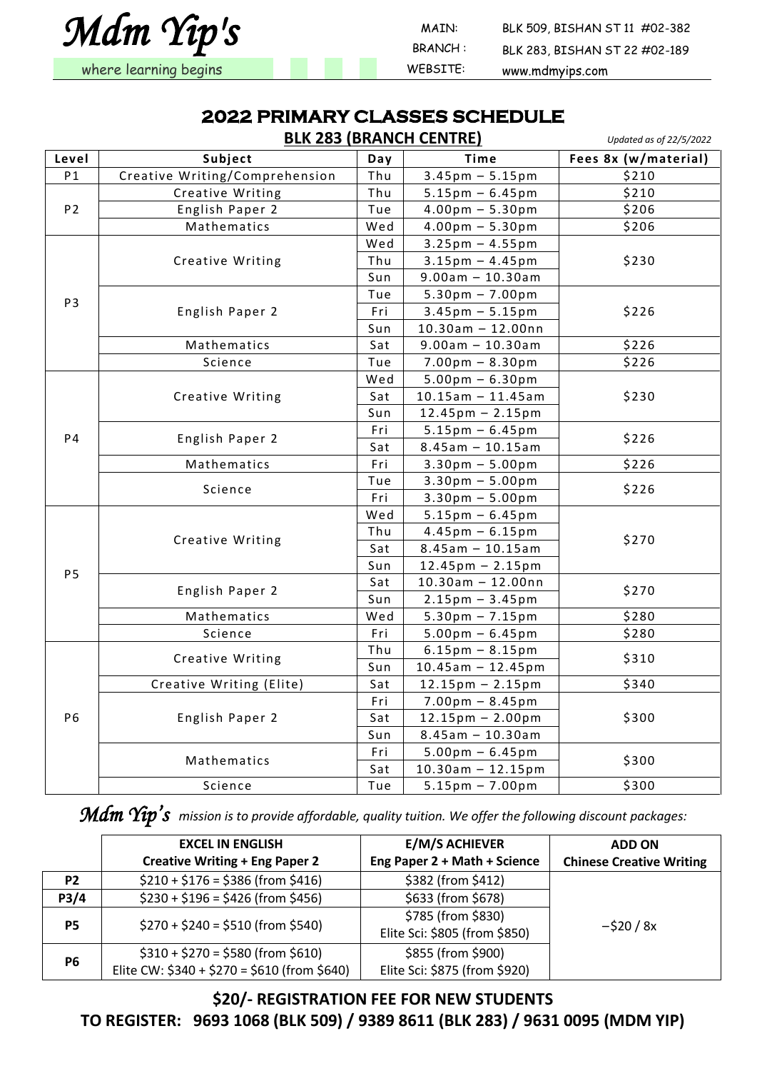# Mdm Yip's

where learning begins

MAIN: BLK 509, BISHAN ST 11 #02-382
BRANCH : BLK 283, BISHAN ST 22 #02-189
WEBSITE: www.mdmyips.com

## 2022 PRIMARY CLASSES SCHEDULE

### BLK 283 (BRANCH CENTRE)

*Updated as of 22/5/2022*

| Level | Subject | Day | Time | Fees 8x (w/material) |
|---|---|---|---|---|
| P1 | Creative Writing/Comprehension | Thu | 3.45pm – 5.15pm | $210 |
| P2 | Creative Writing | Thu | 5.15pm – 6.45pm | $210 |
| | English Paper 2 | Tue | 4.00pm – 5.30pm | $206 |
| | Mathematics | Wed | 4.00pm – 5.30pm | $206 |
| P3 | Creative Writing | Wed | 3.25pm – 4.55pm | $230 |
| | | Thu | 3.15pm – 4.45pm | |
| | | Sun | 9.00am – 10.30am | |
| | English Paper 2 | Tue | 5.30pm – 7.00pm | $226 |
| | | Fri | 3.45pm – 5.15pm | |
| | | Sun | 10.30am – 12.00nn | |
| | Mathematics | Sat | 9.00am – 10.30am | $226 |
| | Science | Tue | 7.00pm – 8.30pm | $226 |
| P4 | Creative Writing | Wed | 5.00pm – 6.30pm | $230 |
| | | Sat | 10.15am – 11.45am | |
| | | Sun | 12.45pm – 2.15pm | |
| | English Paper 2 | Fri | 5.15pm – 6.45pm | $226 |
| | | Sat | 8.45am – 10.15am | |
| | Mathematics | Fri | 3.30pm – 5.00pm | $226 |
| | Science | Tue | 3.30pm – 5.00pm | $226 |
| | | Fri | 3.30pm – 5.00pm | |
| P5 | Creative Writing | Wed | 5.15pm – 6.45pm | $270 |
| | | Thu | 4.45pm – 6.15pm | |
| | | Sat | 8.45am – 10.15am | |
| | | Sun | 12.45pm – 2.15pm | |
| | English Paper 2 | Sat | 10.30am – 12.00nn | $270 |
| | | Sun | 2.15pm – 3.45pm | |
| | Mathematics | Wed | 5.30pm – 7.15pm | $280 |
| | Science | Fri | 5.00pm – 6.45pm | $280 |
| P6 | Creative Writing | Thu | 6.15pm – 8.15pm | $310 |
| | | Sun | 10.45am – 12.45pm | |
| | Creative Writing (Elite) | Sat | 12.15pm – 2.15pm | $340 |
| | English Paper 2 | Fri | 7.00pm – 8.45pm | $300 |
| | | Sat | 12.15pm – 2.00pm | |
| | | Sun | 8.45am – 10.30am | |
| | Mathematics | Fri | 5.00pm – 6.45pm | $300 |
| | | Sat | 10.30am – 12.15pm | |
| | Science | Tue | 5.15pm – 7.00pm | $300 |

***Mdm Yip's*** *mission is to provide affordable, quality tuition. We offer the following discount packages:*

| | **EXCEL IN ENGLISH** Creative Writing + Eng Paper 2 | **E/M/S ACHIEVER** Eng Paper 2 + Math + Science | **ADD ON** Chinese Creative Writing |
|---|---|---|---|
| **P2** | $210 + $176 = $386 (from $416) | $382 (from $412) | –$20 / 8x |
| **P3/4** | $230 + $196 = $426 (from $456) | $633 (from $678) | |
| **P5** | $270 + $240 = $510 (from $540) | $785 (from $830) Elite Sci: $805 (from $850) | |
| **P6** | $310 + $270 = $580 (from $610) Elite CW: $340 + $270 = $610 (from $640) | $855 (from $900) Elite Sci: $875 (from $920) | |

**$20/- REGISTRATION FEE FOR NEW STUDENTS**

**TO REGISTER: 9693 1068 (BLK 509) / 9389 8611 (BLK 283) / 9631 0095 (MDM YIP)**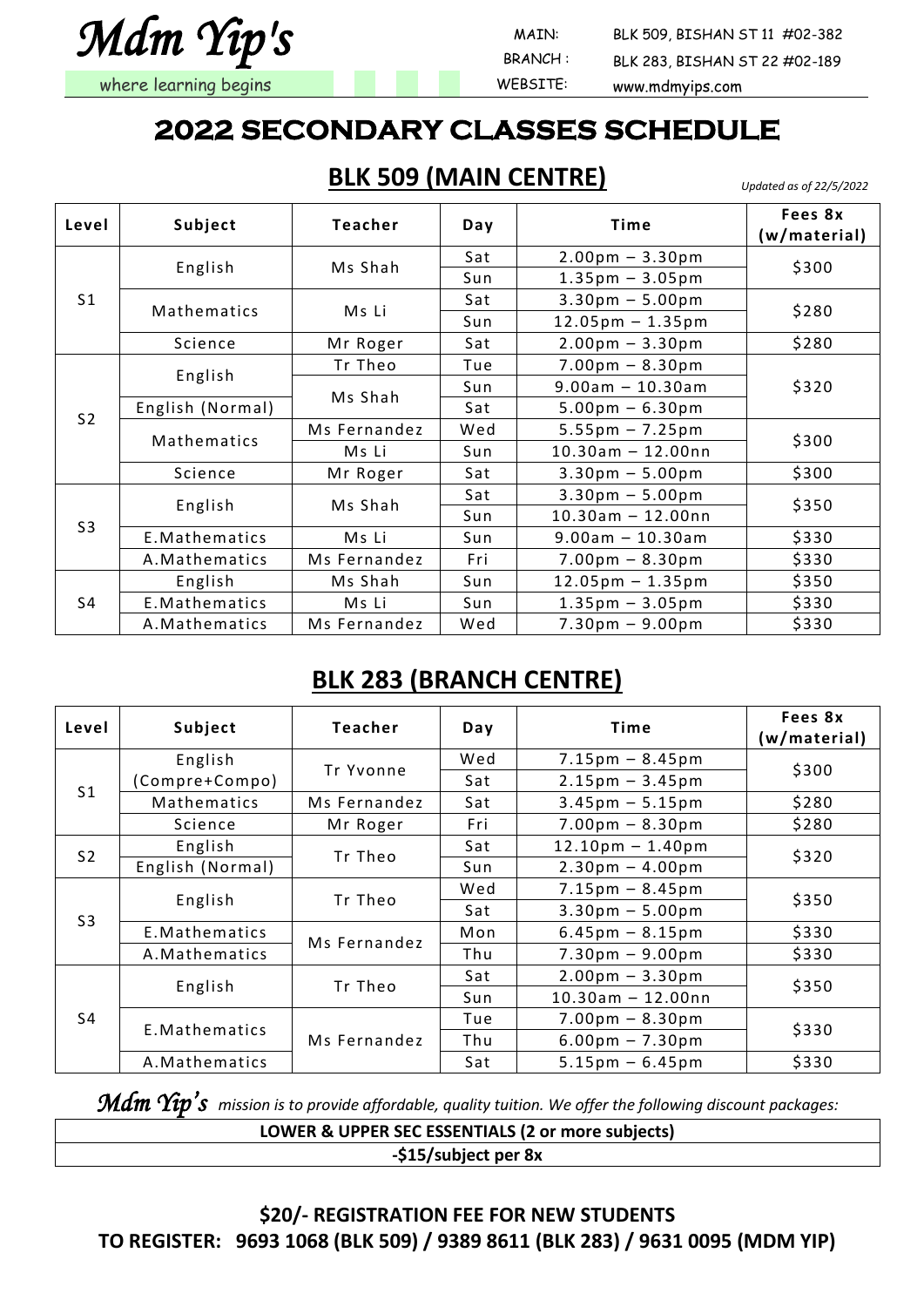*Mdm Yip's*

where learning begins

MAIN: BLK 509, BISHAN ST 11 #02-382
BRANCH : BLK 283, BISHAN ST 22 #02-189
WEBSITE: www.mdmyips.com

# 2022 SECONDARY CLASSES SCHEDULE

## BLK 509 (MAIN CENTRE)

*Updated as of 22/5/2022*

| Level | Subject | Teacher | Day | Time | Fees 8x (w/material) |
|---|---|---|---|---|---|
| S1 | English | Ms Shah | Sat | 2.00pm – 3.30pm | $300 |
| | | | Sun | 1.35pm – 3.05pm | |
| | Mathematics | Ms Li | Sat | 3.30pm – 5.00pm | $280 |
| | | | Sun | 12.05pm – 1.35pm | |
| | Science | Mr Roger | Sat | 2.00pm – 3.30pm | $280 |
| S2 | English | Tr Theo | Tue | 7.00pm – 8.30pm | $320 |
| | | Ms Shah | Sun | 9.00am – 10.30am | |
| | English (Normal) | | Sat | 5.00pm – 6.30pm | |
| | Mathematics | Ms Fernandez | Wed | 5.55pm – 7.25pm | $300 |
| | | Ms Li | Sun | 10.30am – 12.00nn | |
| | Science | Mr Roger | Sat | 3.30pm – 5.00pm | $300 |
| S3 | English | Ms Shah | Sat | 3.30pm – 5.00pm | $350 |
| | | | Sun | 10.30am – 12.00nn | |
| | E.Mathematics | Ms Li | Sun | 9.00am – 10.30am | $330 |
| | A.Mathematics | Ms Fernandez | Fri | 7.00pm – 8.30pm | $330 |
| S4 | English | Ms Shah | Sun | 12.05pm – 1.35pm | $350 |
| | E.Mathematics | Ms Li | Sun | 1.35pm – 3.05pm | $330 |
| | A.Mathematics | Ms Fernandez | Wed | 7.30pm – 9.00pm | $330 |

## BLK 283 (BRANCH CENTRE)

| Level | Subject | Teacher | Day | Time | Fees 8x (w/material) |
|---|---|---|---|---|---|
| S1 | English (Compre+Compo) | Tr Yvonne | Wed | 7.15pm – 8.45pm | $300 |
| | | | Sat | 2.15pm – 3.45pm | |
| | Mathematics | Ms Fernandez | Sat | 3.45pm – 5.15pm | $280 |
| | Science | Mr Roger | Fri | 7.00pm – 8.30pm | $280 |
| S2 | English | Tr Theo | Sat | 12.10pm – 1.40pm | $320 |
| | English (Normal) | | Sun | 2.30pm – 4.00pm | |
| S3 | English | Tr Theo | Wed | 7.15pm – 8.45pm | $350 |
| | | | Sat | 3.30pm – 5.00pm | |
| | E.Mathematics | Ms Fernandez | Mon | 6.45pm – 8.15pm | $330 |
| | A.Mathematics | | Thu | 7.30pm – 9.00pm | $330 |
| S4 | English | Tr Theo | Sat | 2.00pm – 3.30pm | $350 |
| | | | Sun | 10.30am – 12.00nn | |
| | E.Mathematics | Ms Fernandez | Tue | 7.00pm – 8.30pm | $330 |
| | | | Thu | 6.00pm – 7.30pm | |
| | A.Mathematics | | Sat | 5.15pm – 6.45pm | $330 |

*Mdm Yip's mission is to provide affordable, quality tuition. We offer the following discount packages:*

| LOWER & UPPER SEC ESSENTIALS (2 or more subjects) |
|---|
| -$15/subject per 8x |

**$20/- REGISTRATION FEE FOR NEW STUDENTS**

**TO REGISTER: 9693 1068 (BLK 509) / 9389 8611 (BLK 283) / 9631 0095 (MDM YIP)**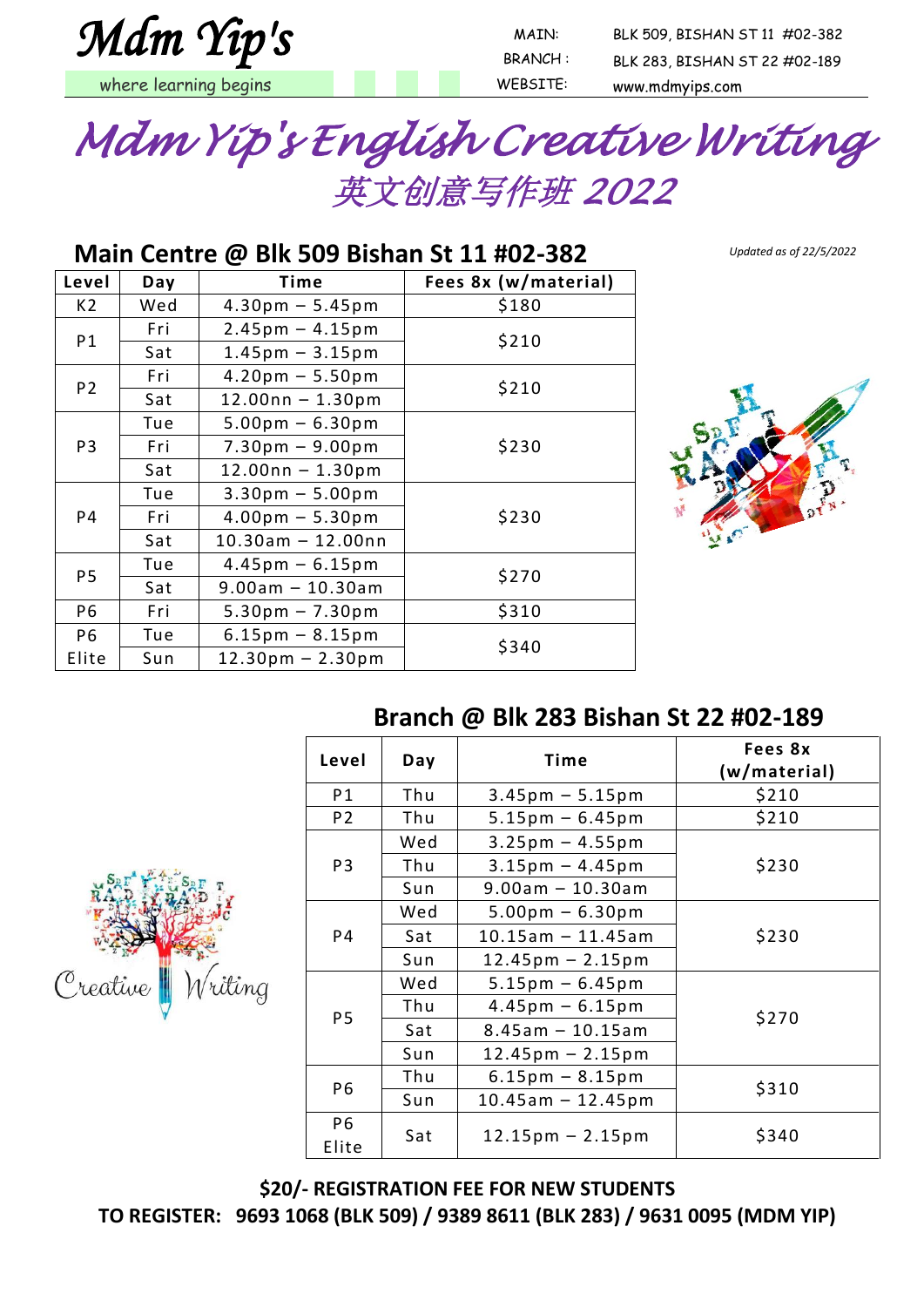# Mdm Yip's

where learning begins

MAIN: BLK 509, BISHAN ST 11 #02-382
BRANCH : BLK 283, BISHAN ST 22 #02-189
WEBSITE: www.mdmyips.com

# Mdm Yip's English Creative Writing

## 英文创意写作班 2022

*Updated as of 22/5/2022*

## Main Centre @ Blk 509 Bishan St 11 #02-382

| Level | Day | Time | Fees 8x (w/material) |
|---|---|---|---|
| K2 | Wed | 4.30pm – 5.45pm | $180 |
| P1 | Fri | 2.45pm – 4.15pm | $210 |
| | Sat | 1.45pm – 3.15pm | |
| P2 | Fri | 4.20pm – 5.50pm | $210 |
| | Sat | 12.00nn – 1.30pm | |
| P3 | Tue | 5.00pm – 6.30pm | $230 |
| | Fri | 7.30pm – 9.00pm | |
| | Sat | 12.00nn – 1.30pm | |
| P4 | Tue | 3.30pm – 5.00pm | $230 |
| | Fri | 4.00pm – 5.30pm | |
| | Sat | 10.30am – 12.00nn | |
| P5 | Tue | 4.45pm – 6.15pm | $270 |
| | Sat | 9.00am – 10.30am | |
| P6 | Fri | 5.30pm – 7.30pm | $310 |
| P6 Elite | Tue | 6.15pm – 8.15pm | $340 |
| | Sun | 12.30pm – 2.30pm | |

## Branch @ Blk 283 Bishan St 22 #02-189

| Level | Day | Time | Fees 8x (w/material) |
|---|---|---|---|
| P1 | Thu | 3.45pm – 5.15pm | $210 |
| P2 | Thu | 5.15pm – 6.45pm | $210 |
| P3 | Wed | 3.25pm – 4.55pm | $230 |
| | Thu | 3.15pm – 4.45pm | |
| | Sun | 9.00am – 10.30am | |
| P4 | Wed | 5.00pm – 6.30pm | $230 |
| | Sat | 10.15am – 11.45am | |
| | Sun | 12.45pm – 2.15pm | |
| P5 | Wed | 5.15pm – 6.45pm | $270 |
| | Thu | 4.45pm – 6.15pm | |
| | Sat | 8.45am – 10.15am | |
| | Sun | 12.45pm – 2.15pm | |
| P6 | Thu | 6.15pm – 8.15pm | $310 |
| | Sun | 10.45am – 12.45pm | |
| P6 Elite | Sat | 12.15pm – 2.15pm | $340 |

**$20/- REGISTRATION FEE FOR NEW STUDENTS**

**TO REGISTER: 9693 1068 (BLK 509) / 9389 8611 (BLK 283) / 9631 0095 (MDM YIP)**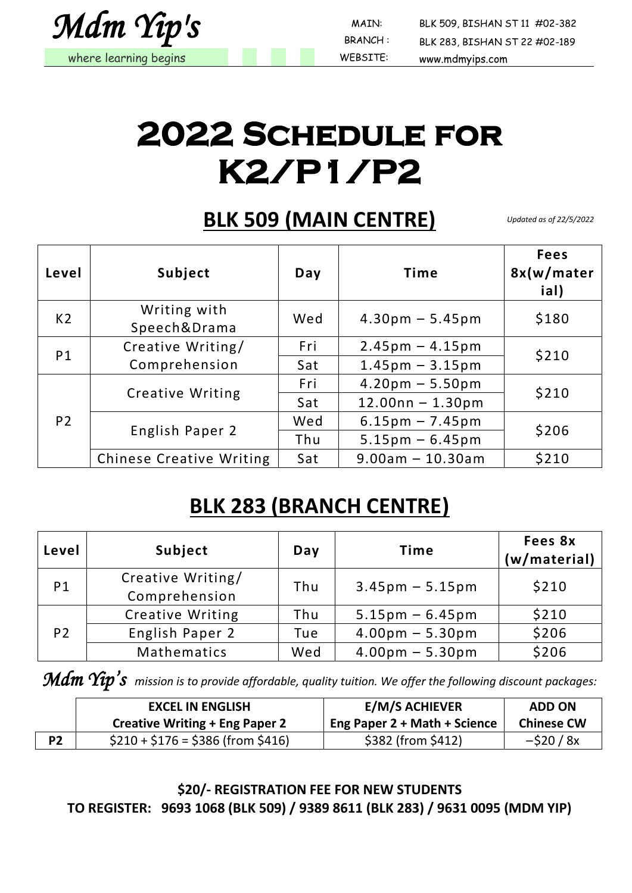Mdm Yip's

where learning begins

MAIN: BLK 509, BISHAN ST 11 #02-382
BRANCH : BLK 283, BISHAN ST 22 #02-189
WEBSITE: www.mdmyips.com

# 2022 Schedule for K2/P1/P2

## BLK 509 (MAIN CENTRE)

*Updated as of 22/5/2022*

| Level | Subject | Day | Time | Fees 8x(w/material) |
|---|---|---|---|---|
| K2 | Writing with Speech&Drama | Wed | 4.30pm – 5.45pm | $180 |
| P1 | Creative Writing/ Comprehension | Fri | 2.45pm – 4.15pm | $210 |
| | | Sat | 1.45pm – 3.15pm | |
| P2 | Creative Writing | Fri | 4.20pm – 5.50pm | $210 |
| | | Sat | 12.00nn – 1.30pm | |
| | English Paper 2 | Wed | 6.15pm – 7.45pm | $206 |
| | | Thu | 5.15pm – 6.45pm | |
| | Chinese Creative Writing | Sat | 9.00am – 10.30am | $210 |

## BLK 283 (BRANCH CENTRE)

| Level | Subject | Day | Time | Fees 8x (w/material) |
|---|---|---|---|---|
| P1 | Creative Writing/ Comprehension | Thu | 3.45pm – 5.15pm | $210 |
| P2 | Creative Writing | Thu | 5.15pm – 6.45pm | $210 |
| | English Paper 2 | Tue | 4.00pm – 5.30pm | $206 |
| | Mathematics | Wed | 4.00pm – 5.30pm | $206 |

*Mdm Yip's mission is to provide affordable, quality tuition. We offer the following discount packages:*

| | EXCEL IN ENGLISH Creative Writing + Eng Paper 2 | E/M/S ACHIEVER Eng Paper 2 + Math + Science | ADD ON Chinese CW |
|---|---|---|---|
| **P2** | $210 + $176 = $386 (from $416) | $382 (from $412) | –$20 / 8x |

**$20/- REGISTRATION FEE FOR NEW STUDENTS**

**TO REGISTER: 9693 1068 (BLK 509) / 9389 8611 (BLK 283) / 9631 0095 (MDM YIP)**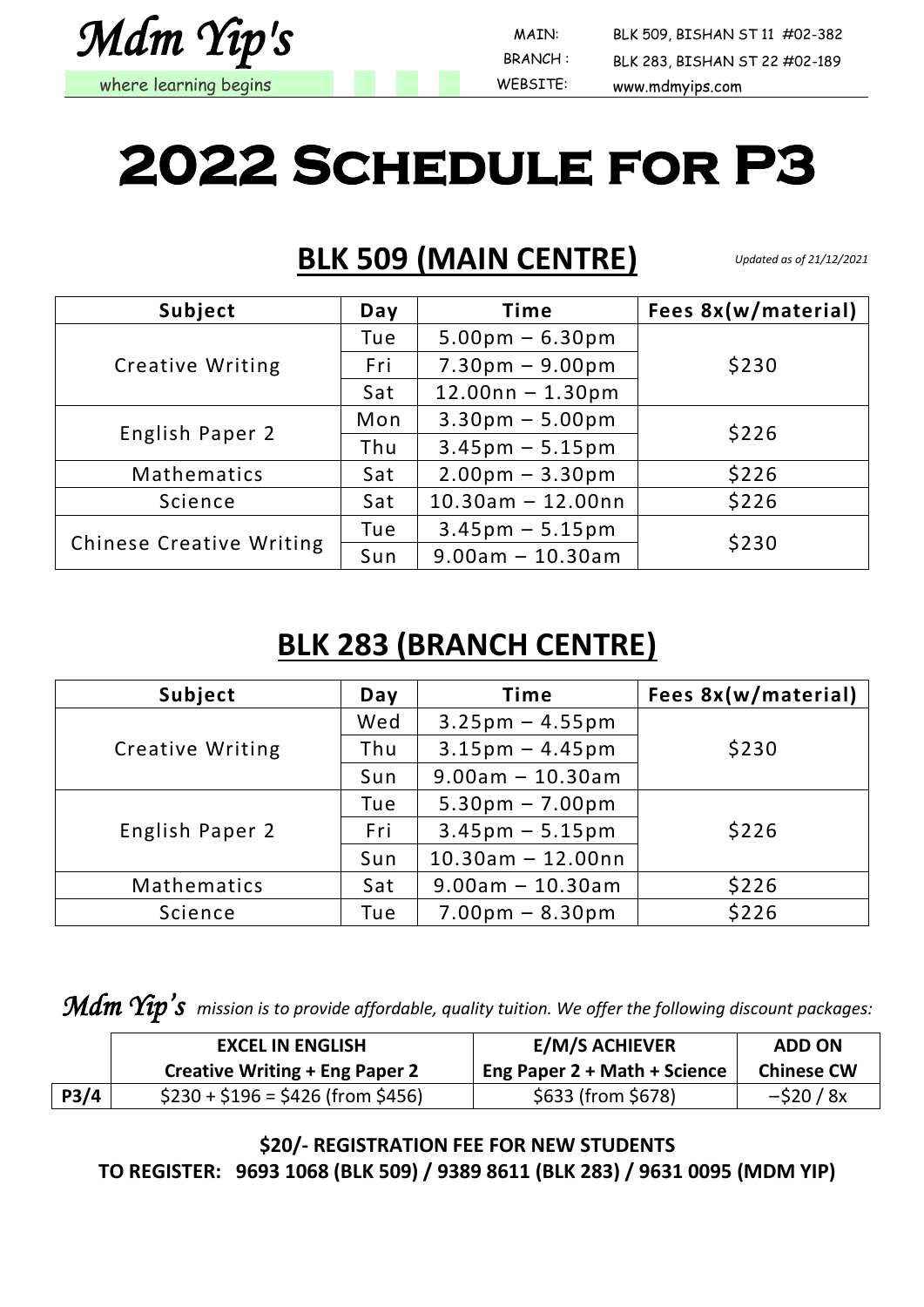**Mdm Yip's**
where learning begins

MAIN: BLK 509, BISHAN ST 11 #02-382
BRANCH : BLK 283, BISHAN ST 22 #02-189
WEBSITE: www.mdmyips.com

# 2022 Schedule for P3

## BLK 509 (MAIN CENTRE)

*Updated as of 21/12/2021*

| Subject | Day | Time | Fees 8x(w/material) |
|---|---|---|---|
| Creative Writing | Tue | 5.00pm – 6.30pm | $230 |
| | Fri | 7.30pm – 9.00pm | |
| | Sat | 12.00nn – 1.30pm | |
| English Paper 2 | Mon | 3.30pm – 5.00pm | $226 |
| | Thu | 3.45pm – 5.15pm | |
| Mathematics | Sat | 2.00pm – 3.30pm | $226 |
| Science | Sat | 10.30am – 12.00nn | $226 |
| Chinese Creative Writing | Tue | 3.45pm – 5.15pm | $230 |
| | Sun | 9.00am – 10.30am | |

## BLK 283 (BRANCH CENTRE)

| Subject | Day | Time | Fees 8x(w/material) |
|---|---|---|---|
| Creative Writing | Wed | 3.25pm – 4.55pm | $230 |
| | Thu | 3.15pm – 4.45pm | |
| | Sun | 9.00am – 10.30am | |
| English Paper 2 | Tue | 5.30pm – 7.00pm | $226 |
| | Fri | 3.45pm – 5.15pm | |
| | Sun | 10.30am – 12.00nn | |
| Mathematics | Sat | 9.00am – 10.30am | $226 |
| Science | Tue | 7.00pm – 8.30pm | $226 |

***Mdm Yip's*** *mission is to provide affordable, quality tuition. We offer the following discount packages:*

| | **EXCEL IN ENGLISH** Creative Writing + Eng Paper 2 | **E/M/S ACHIEVER** Eng Paper 2 + Math + Science | **ADD ON** Chinese CW |
|---|---|---|---|
| **P3/4** | $230 + $196 = $426 (from $456) | $633 (from $678) | –$20 / 8x |

**$20/- REGISTRATION FEE FOR NEW STUDENTS**

**TO REGISTER: 9693 1068 (BLK 509) / 9389 8611 (BLK 283) / 9631 0095 (MDM YIP)**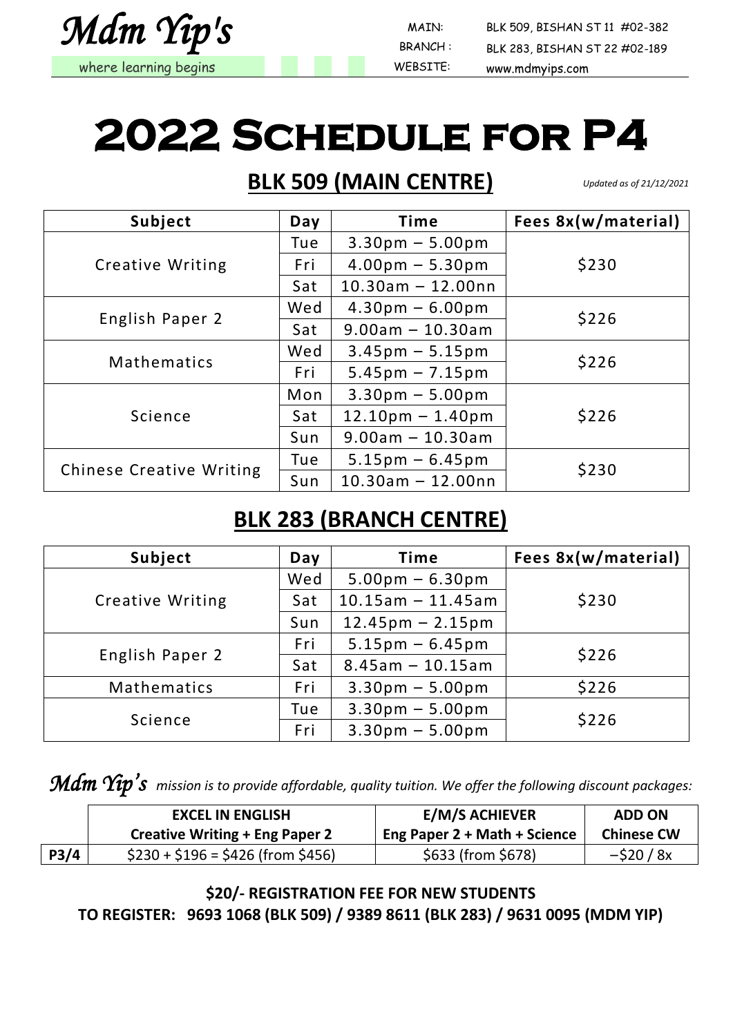**Mdm Yip's**
where learning begins

MAIN: BLK 509, BISHAN ST 11 #02-382
BRANCH : BLK 283, BISHAN ST 22 #02-189
WEBSITE: www.mdmyips.com

# 2022 SCHEDULE FOR P4

## BLK 509 (MAIN CENTRE)

*Updated as of 21/12/2021*

| Subject | Day | Time | Fees 8x(w/material) |
|---|---|---|---|
| Creative Writing | Tue | 3.30pm – 5.00pm | $230 |
| | Fri | 4.00pm – 5.30pm | |
| | Sat | 10.30am – 12.00nn | |
| English Paper 2 | Wed | 4.30pm – 6.00pm | $226 |
| | Sat | 9.00am – 10.30am | |
| Mathematics | Wed | 3.45pm – 5.15pm | $226 |
| | Fri | 5.45pm – 7.15pm | |
| Science | Mon | 3.30pm – 5.00pm | $226 |
| | Sat | 12.10pm – 1.40pm | |
| | Sun | 9.00am – 10.30am | |
| Chinese Creative Writing | Tue | 5.15pm – 6.45pm | $230 |
| | Sun | 10.30am – 12.00nn | |

## BLK 283 (BRANCH CENTRE)

| Subject | Day | Time | Fees 8x(w/material) |
|---|---|---|---|
| Creative Writing | Wed | 5.00pm – 6.30pm | $230 |
| | Sat | 10.15am – 11.45am | |
| | Sun | 12.45pm – 2.15pm | |
| English Paper 2 | Fri | 5.15pm – 6.45pm | $226 |
| | Sat | 8.45am – 10.15am | |
| Mathematics | Fri | 3.30pm – 5.00pm | $226 |
| Science | Tue | 3.30pm – 5.00pm | $226 |
| | Fri | 3.30pm – 5.00pm | |

***Mdm Yip's*** *mission is to provide affordable, quality tuition. We offer the following discount packages:*

| | EXCEL IN ENGLISH<br>Creative Writing + Eng Paper 2 | E/M/S ACHIEVER<br>Eng Paper 2 + Math + Science | ADD ON<br>Chinese CW |
|---|---|---|---|
| **P3/4** | $230 + $196 = $426 (from $456) | $633 (from $678) | –$20 / 8x |

**$20/- REGISTRATION FEE FOR NEW STUDENTS**

**TO REGISTER: 9693 1068 (BLK 509) / 9389 8611 (BLK 283) / 9631 0095 (MDM YIP)**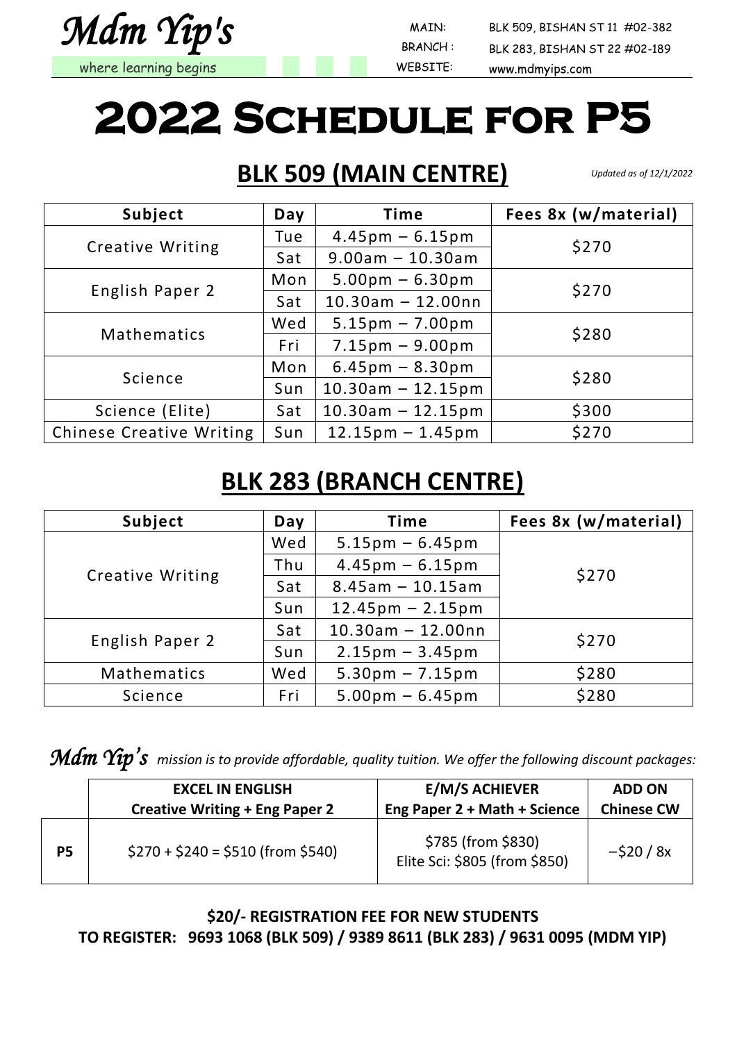# Mdm Yip's

where learning begins

MAIN: BLK 509, BISHAN ST 11 #02-382
BRANCH : BLK 283, BISHAN ST 22 #02-189
WEBSITE: www.mdmyips.com

# 2022 Schedule for P5

## BLK 509 (MAIN CENTRE)

*Updated as of 12/1/2022*

| Subject | Day | Time | Fees 8x (w/material) |
|---|---|---|---|
| Creative Writing | Tue | 4.45pm – 6.15pm | $270 |
| | Sat | 9.00am – 10.30am | |
| English Paper 2 | Mon | 5.00pm – 6.30pm | $270 |
| | Sat | 10.30am – 12.00nn | |
| Mathematics | Wed | 5.15pm – 7.00pm | $280 |
| | Fri | 7.15pm – 9.00pm | |
| Science | Mon | 6.45pm – 8.30pm | $280 |
| | Sun | 10.30am – 12.15pm | |
| Science (Elite) | Sat | 10.30am – 12.15pm | $300 |
| Chinese Creative Writing | Sun | 12.15pm – 1.45pm | $270 |

## BLK 283 (BRANCH CENTRE)

| Subject | Day | Time | Fees 8x (w/material) |
|---|---|---|---|
| Creative Writing | Wed | 5.15pm – 6.45pm | $270 |
| | Thu | 4.45pm – 6.15pm | |
| | Sat | 8.45am – 10.15am | |
| | Sun | 12.45pm – 2.15pm | |
| English Paper 2 | Sat | 10.30am – 12.00nn | $270 |
| | Sun | 2.15pm – 3.45pm | |
| Mathematics | Wed | 5.30pm – 7.15pm | $280 |
| Science | Fri | 5.00pm – 6.45pm | $280 |

***Mdm Yip's*** *mission is to provide affordable, quality tuition. We offer the following discount packages:*

| | **EXCEL IN ENGLISH** Creative Writing + Eng Paper 2 | **E/M/S ACHIEVER** Eng Paper 2 + Math + Science | **ADD ON** Chinese CW |
|---|---|---|---|
| **P5** | $270 + $240 = $510 (from $540) | $785 (from $830) Elite Sci: $805 (from $850) | –$20 / 8x |

**$20/- REGISTRATION FEE FOR NEW STUDENTS**

**TO REGISTER: 9693 1068 (BLK 509) / 9389 8611 (BLK 283) / 9631 0095 (MDM YIP)**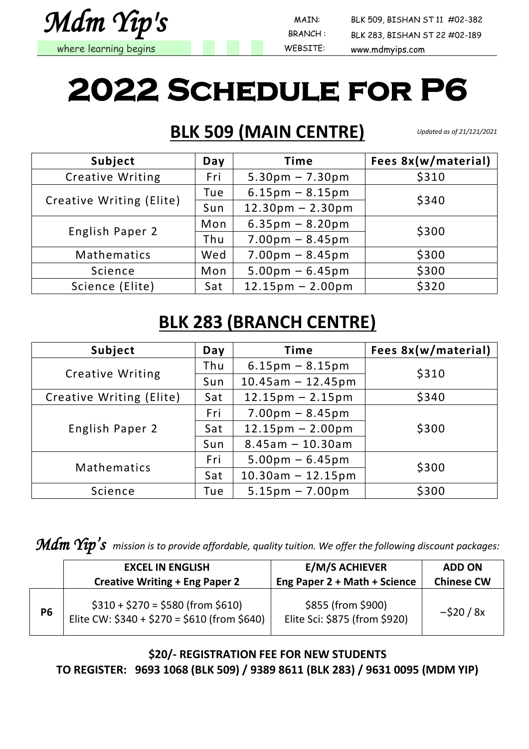**Mdm Yip's**
where learning begins

MAIN: BLK 509, BISHAN ST 11 #02-382
BRANCH : BLK 283, BISHAN ST 22 #02-189
WEBSITE: www.mdmyips.com

# 2022 Schedule for P6

## BLK 509 (MAIN CENTRE)

*Updated as of 21/121/2021*

| Subject | Day | Time | Fees 8x(w/material) |
|---|---|---|---|
| Creative Writing | Fri | 5.30pm – 7.30pm | $310 |
| Creative Writing (Elite) | Tue | 6.15pm – 8.15pm | $340 |
| | Sun | 12.30pm – 2.30pm | |
| English Paper 2 | Mon | 6.35pm – 8.20pm | $300 |
| | Thu | 7.00pm – 8.45pm | |
| Mathematics | Wed | 7.00pm – 8.45pm | $300 |
| Science | Mon | 5.00pm – 6.45pm | $300 |
| Science (Elite) | Sat | 12.15pm – 2.00pm | $320 |

## BLK 283 (BRANCH CENTRE)

| Subject | Day | Time | Fees 8x(w/material) |
|---|---|---|---|
| Creative Writing | Thu | 6.15pm – 8.15pm | $310 |
| | Sun | 10.45am – 12.45pm | |
| Creative Writing (Elite) | Sat | 12.15pm – 2.15pm | $340 |
| English Paper 2 | Fri | 7.00pm – 8.45pm | $300 |
| | Sat | 12.15pm – 2.00pm | |
| | Sun | 8.45am – 10.30am | |
| Mathematics | Fri | 5.00pm – 6.45pm | $300 |
| | Sat | 10.30am – 12.15pm | |
| Science | Tue | 5.15pm – 7.00pm | $300 |

***Mdm Yip's*** *mission is to provide affordable, quality tuition. We offer the following discount packages:*

| | **EXCEL IN ENGLISH** Creative Writing + Eng Paper 2 | **E/M/S ACHIEVER** Eng Paper 2 + Math + Science | **ADD ON** Chinese CW |
|---|---|---|---|
| **P6** | $310 + $270 = $580 (from $610) Elite CW: $340 + $270 = $610 (from $640) | $855 (from $900) Elite Sci: $875 (from $920) | –$20 / 8x |

**$20/- REGISTRATION FEE FOR NEW STUDENTS**

**TO REGISTER: 9693 1068 (BLK 509) / 9389 8611 (BLK 283) / 9631 0095 (MDM YIP)**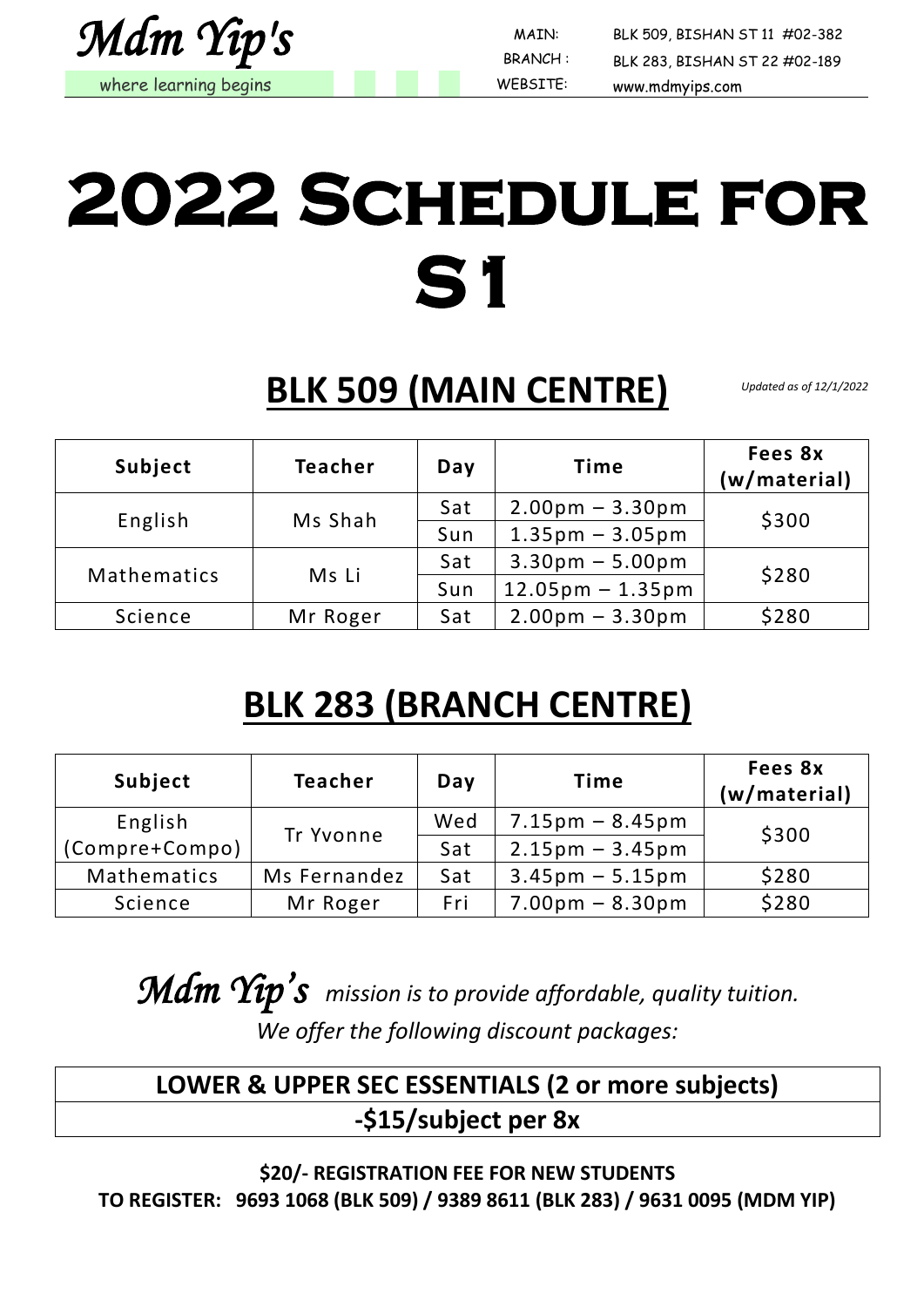Mdm Yip's

where learning begins

MAIN: BLK 509, BISHAN ST 11 #02-382
BRANCH : BLK 283, BISHAN ST 22 #02-189
WEBSITE: www.mdmyips.com

# 2022 Schedule for S1

## BLK 509 (MAIN CENTRE)

*Updated as of 12/1/2022*

| Subject | Teacher | Day | Time | Fees 8x (w/material) |
|---|---|---|---|---|
| English | Ms Shah | Sat | 2.00pm – 3.30pm | $300 |
| | | Sun | 1.35pm – 3.05pm | |
| Mathematics | Ms Li | Sat | 3.30pm – 5.00pm | $280 |
| | | Sun | 12.05pm – 1.35pm | |
| Science | Mr Roger | Sat | 2.00pm – 3.30pm | $280 |

## BLK 283 (BRANCH CENTRE)

| Subject | Teacher | Day | Time | Fees 8x (w/material) |
|---|---|---|---|---|
| English (Compre+Compo) | Tr Yvonne | Wed | 7.15pm – 8.45pm | $300 |
| | | Sat | 2.15pm – 3.45pm | |
| Mathematics | Ms Fernandez | Sat | 3.45pm – 5.15pm | $280 |
| Science | Mr Roger | Fri | 7.00pm – 8.30pm | $280 |

*Mdm Yip's mission is to provide affordable, quality tuition.*

*We offer the following discount packages:*

| LOWER & UPPER SEC ESSENTIALS (2 or more subjects) |
|---|
| -$15/subject per 8x |

**$20/- REGISTRATION FEE FOR NEW STUDENTS**

**TO REGISTER: 9693 1068 (BLK 509) / 9389 8611 (BLK 283) / 9631 0095 (MDM YIP)**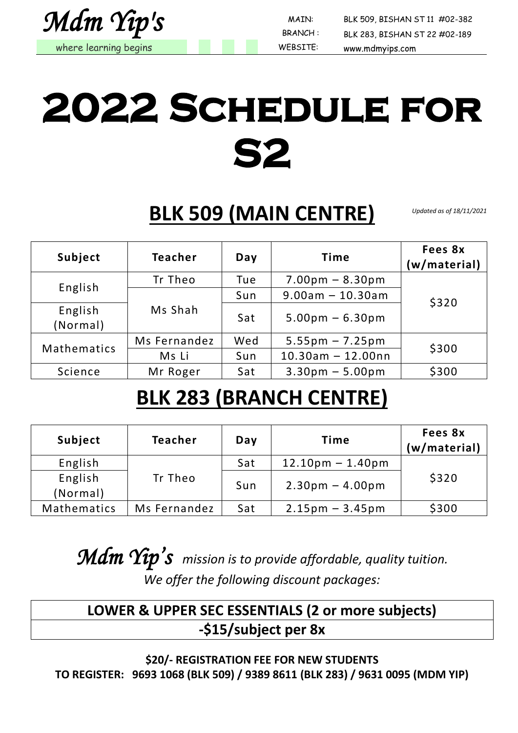Mdm Yip's
where learning begins

MAIN: BLK 509, BISHAN ST 11 #02-382
BRANCH : BLK 283, BISHAN ST 22 #02-189
WEBSITE: www.mdmyips.com

# 2022 Schedule for S2

## BLK 509 (MAIN CENTRE)

*Updated as of 18/11/2021*

| Subject | Teacher | Day | Time | Fees 8x (w/material) |
|---|---|---|---|---|
| English | Tr Theo | Tue | 7.00pm – 8.30pm | $320 |
| | Ms Shah | Sun | 9.00am – 10.30am | |
| English (Normal) | | Sat | 5.00pm – 6.30pm | |
| Mathematics | Ms Fernandez | Wed | 5.55pm – 7.25pm | $300 |
| | Ms Li | Sun | 10.30am – 12.00nn | |
| Science | Mr Roger | Sat | 3.30pm – 5.00pm | $300 |

## BLK 283 (BRANCH CENTRE)

| Subject | Teacher | Day | Time | Fees 8x (w/material) |
|---|---|---|---|---|
| English | Tr Theo | Sat | 12.10pm – 1.40pm | $320 |
| English (Normal) | | Sun | 2.30pm – 4.00pm | |
| Mathematics | Ms Fernandez | Sat | 2.15pm – 3.45pm | $300 |

*Mdm Yip's mission is to provide affordable, quality tuition.*
*We offer the following discount packages:*

| **LOWER & UPPER SEC ESSENTIALS (2 or more subjects)** |
|---|
| **-$15/subject per 8x** |

**$20/- REGISTRATION FEE FOR NEW STUDENTS**
**TO REGISTER: 9693 1068 (BLK 509) / 9389 8611 (BLK 283) / 9631 0095 (MDM YIP)**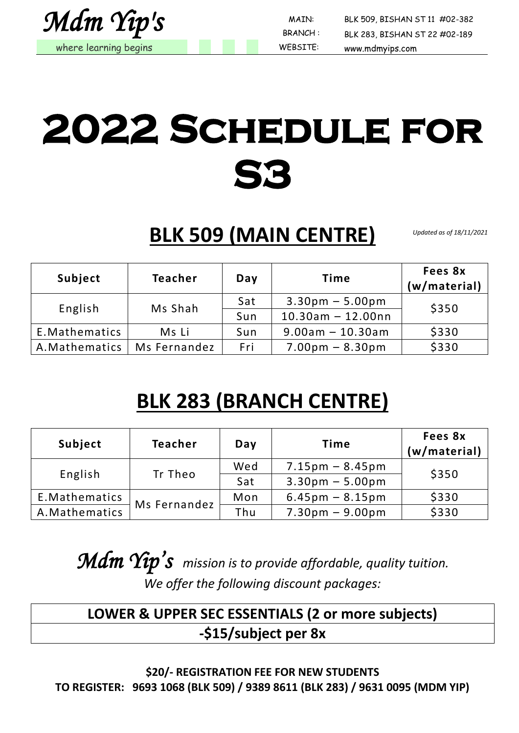*Mdm Yip's*
where learning begins

MAIN: BLK 509, BISHAN ST 11 #02-382
BRANCH : BLK 283, BISHAN ST 22 #02-189
WEBSITE: www.mdmyips.com

# 2022 Schedule for S3

## BLK 509 (MAIN CENTRE)

*Updated as of 18/11/2021*

| Subject | Teacher | Day | Time | Fees 8x (w/material) |
|---|---|---|---|---|
| English | Ms Shah | Sat | 3.30pm – 5.00pm | $350 |
| | | Sun | 10.30am – 12.00nn | |
| E.Mathematics | Ms Li | Sun | 9.00am – 10.30am | $330 |
| A.Mathematics | Ms Fernandez | Fri | 7.00pm – 8.30pm | $330 |

## BLK 283 (BRANCH CENTRE)

| Subject | Teacher | Day | Time | Fees 8x (w/material) |
|---|---|---|---|---|
| English | Tr Theo | Wed | 7.15pm – 8.45pm | $350 |
| | | Sat | 3.30pm – 5.00pm | |
| E.Mathematics | Ms Fernandez | Mon | 6.45pm – 8.15pm | $330 |
| A.Mathematics | | Thu | 7.30pm – 9.00pm | $330 |

*Mdm Yip's mission is to provide affordable, quality tuition.*
*We offer the following discount packages:*

| LOWER & UPPER SEC ESSENTIALS (2 or more subjects) |
|---|
| -$15/subject per 8x |

**$20/- REGISTRATION FEE FOR NEW STUDENTS**
**TO REGISTER: 9693 1068 (BLK 509) / 9389 8611 (BLK 283) / 9631 0095 (MDM YIP)**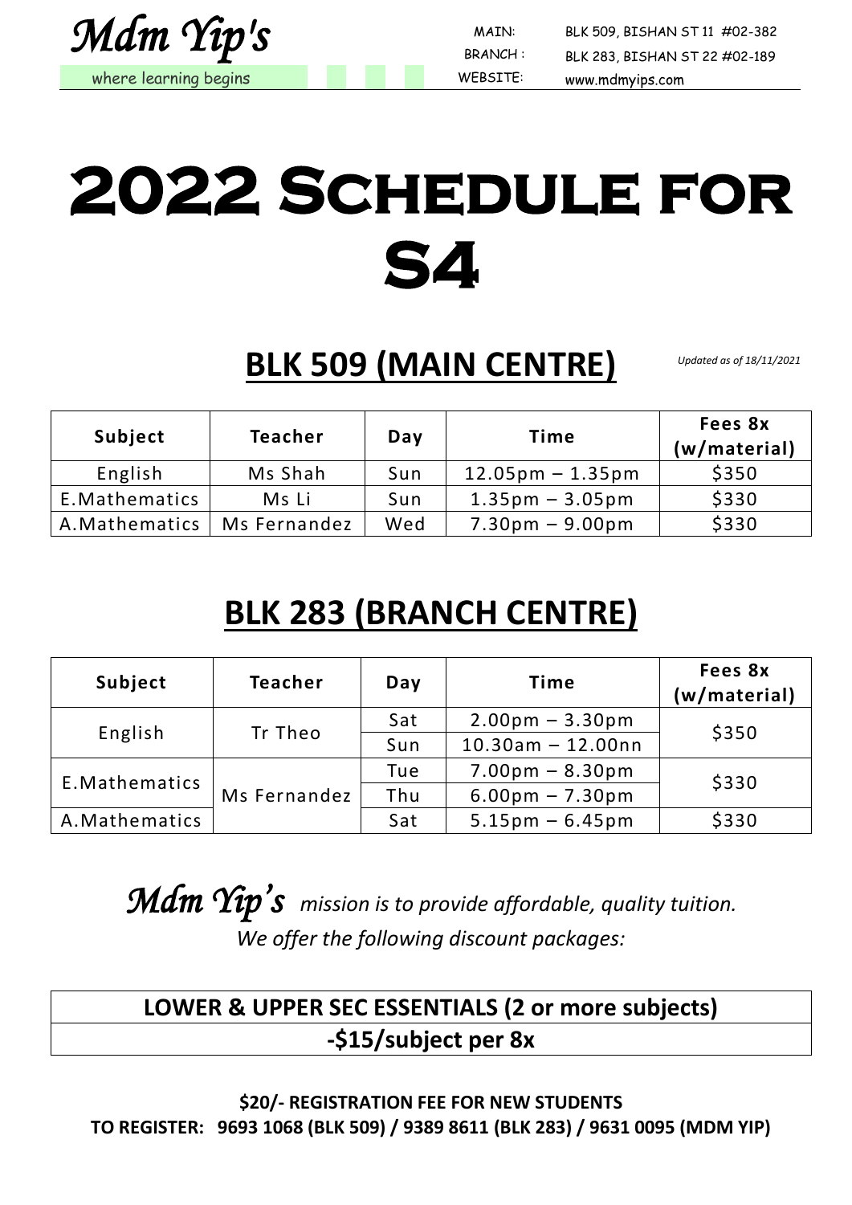*Mdm Yip's*

where learning begins

MAIN: BLK 509, BISHAN ST 11 #02-382
BRANCH : BLK 283, BISHAN ST 22 #02-189
WEBSITE: www.mdmyips.com

# 2022 Schedule for S4

## BLK 509 (MAIN CENTRE)

*Updated as of 18/11/2021*

| Subject | Teacher | Day | Time | Fees 8x (w/material) |
|---|---|---|---|---|
| English | Ms Shah | Sun | 12.05pm – 1.35pm | $350 |
| E.Mathematics | Ms Li | Sun | 1.35pm – 3.05pm | $330 |
| A.Mathematics | Ms Fernandez | Wed | 7.30pm – 9.00pm | $330 |

## BLK 283 (BRANCH CENTRE)

| Subject | Teacher | Day | Time | Fees 8x (w/material) |
|---|---|---|---|---|
| English | Tr Theo | Sat | 2.00pm – 3.30pm | $350 |
| | | Sun | 10.30am – 12.00nn | |
| E.Mathematics | Ms Fernandez | Tue | 7.00pm – 8.30pm | $330 |
| | | Thu | 6.00pm – 7.30pm | |
| A.Mathematics | | Sat | 5.15pm – 6.45pm | $330 |

***Mdm Yip's*** *mission is to provide affordable, quality tuition.*
*We offer the following discount packages:*

| **LOWER & UPPER SEC ESSENTIALS (2 or more subjects)** |
|---|
| **-$15/subject per 8x** |

**$20/- REGISTRATION FEE FOR NEW STUDENTS**
**TO REGISTER: 9693 1068 (BLK 509) / 9389 8611 (BLK 283) / 9631 0095 (MDM YIP)**